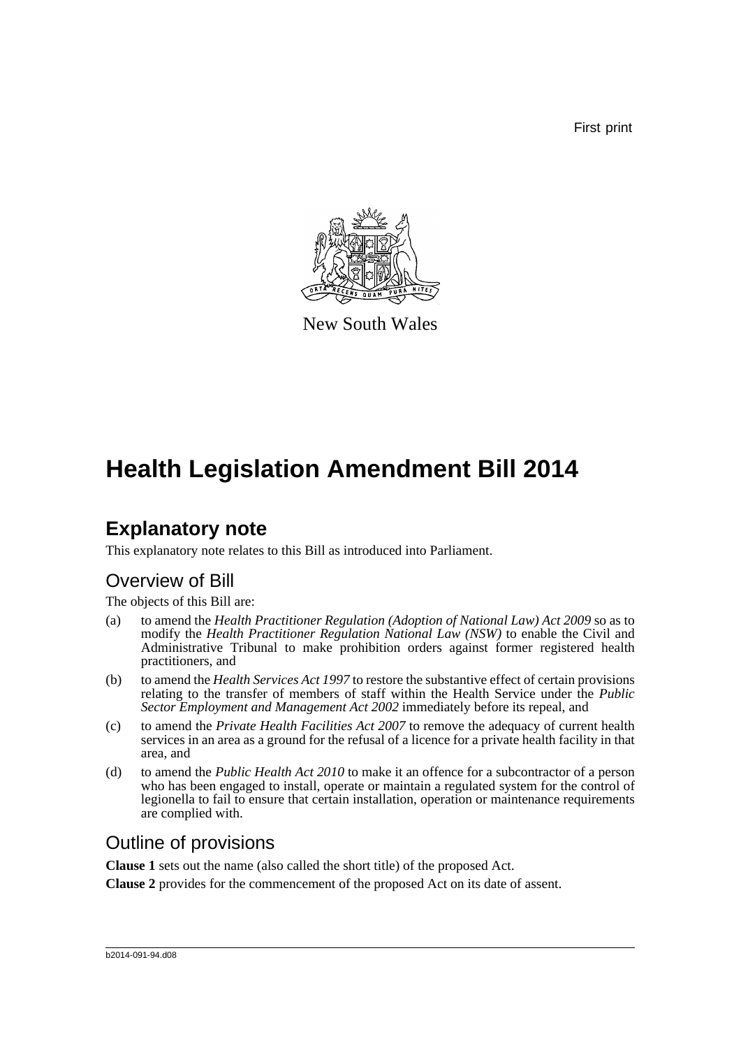First print

New South Wales

# Health Legislation Amendment Bill 2014

## Explanatory note

This explanatory note relates to this Bill as introduced into Parliament.

### Overview of Bill

The objects of this Bill are:

(a) to amend the *Health Practitioner Regulation (Adoption of National Law) Act 2009* so as to modify the *Health Practitioner Regulation National Law (NSW)* to enable the Civil and Administrative Tribunal to make prohibition orders against former registered health practitioners, and

(b) to amend the *Health Services Act 1997* to restore the substantive effect of certain provisions relating to the transfer of members of staff within the Health Service under the *Public Sector Employment and Management Act 2002* immediately before its repeal, and

(c) to amend the *Private Health Facilities Act 2007* to remove the adequacy of current health services in an area as a ground for the refusal of a licence for a private health facility in that area, and

(d) to amend the *Public Health Act 2010* to make it an offence for a subcontractor of a person who has been engaged to install, operate or maintain a regulated system for the control of legionella to fail to ensure that certain installation, operation or maintenance requirements are complied with.

### Outline of provisions

**Clause 1** sets out the name (also called the short title) of the proposed Act.

**Clause 2** provides for the commencement of the proposed Act on its date of assent.

b2014-091-94.d08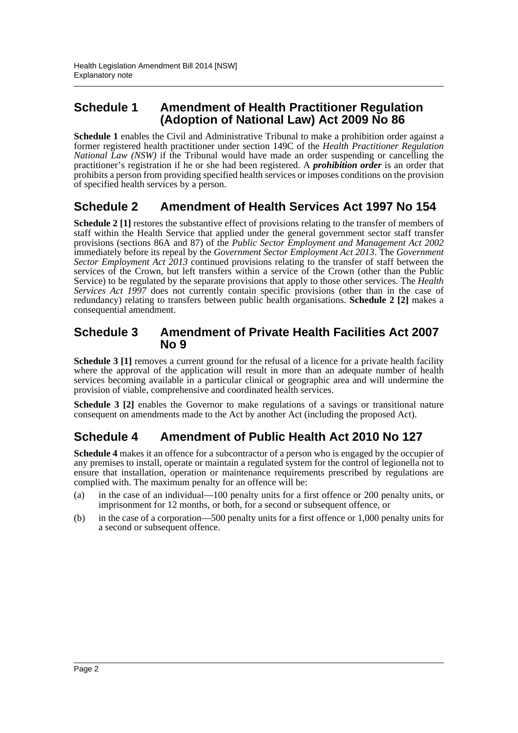## Schedule 1 Amendment of Health Practitioner Regulation (Adoption of National Law) Act 2009 No 86

**Schedule 1** enables the Civil and Administrative Tribunal to make a prohibition order against a former registered health practitioner under section 149C of the *Health Practitioner Regulation National Law (NSW)* if the Tribunal would have made an order suspending or cancelling the practitioner's registration if he or she had been registered. A ***prohibition order*** is an order that prohibits a person from providing specified health services or imposes conditions on the provision of specified health services by a person.

## Schedule 2 Amendment of Health Services Act 1997 No 154

**Schedule 2 [1]** restores the substantive effect of provisions relating to the transfer of members of staff within the Health Service that applied under the general government sector staff transfer provisions (sections 86A and 87) of the *Public Sector Employment and Management Act 2002* immediately before its repeal by the *Government Sector Employment Act 2013*. The *Government Sector Employment Act 2013* continued provisions relating to the transfer of staff between the services of the Crown, but left transfers within a service of the Crown (other than the Public Service) to be regulated by the separate provisions that apply to those other services. The *Health Services Act 1997* does not currently contain specific provisions (other than in the case of redundancy) relating to transfers between public health organisations. **Schedule 2 [2]** makes a consequential amendment.

## Schedule 3 Amendment of Private Health Facilities Act 2007 No 9

**Schedule 3 [1]** removes a current ground for the refusal of a licence for a private health facility where the approval of the application will result in more than an adequate number of health services becoming available in a particular clinical or geographic area and will undermine the provision of viable, comprehensive and coordinated health services.

**Schedule 3 [2]** enables the Governor to make regulations of a savings or transitional nature consequent on amendments made to the Act by another Act (including the proposed Act).

## Schedule 4 Amendment of Public Health Act 2010 No 127

**Schedule 4** makes it an offence for a subcontractor of a person who is engaged by the occupier of any premises to install, operate or maintain a regulated system for the control of legionella not to ensure that installation, operation or maintenance requirements prescribed by regulations are complied with. The maximum penalty for an offence will be:

(a) in the case of an individual—100 penalty units for a first offence or 200 penalty units, or imprisonment for 12 months, or both, for a second or subsequent offence, or

(b) in the case of a corporation—500 penalty units for a first offence or 1,000 penalty units for a second or subsequent offence.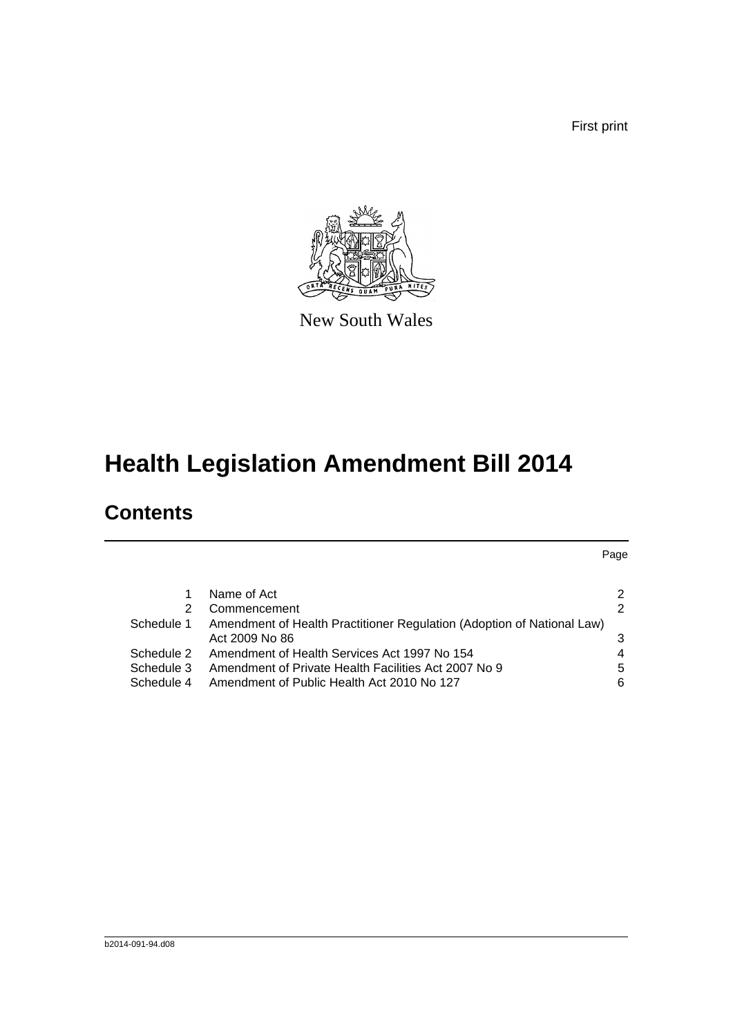First print

New South Wales

# Health Legislation Amendment Bill 2014

## Contents

| | | Page |
|---|---|---|
| 1 | Name of Act | 2 |
| 2 | Commencement | 2 |
| Schedule 1 | Amendment of Health Practitioner Regulation (Adoption of National Law) Act 2009 No 86 | 3 |
| Schedule 2 | Amendment of Health Services Act 1997 No 154 | 4 |
| Schedule 3 | Amendment of Private Health Facilities Act 2007 No 9 | 5 |
| Schedule 4 | Amendment of Public Health Act 2010 No 127 | 6 |

b2014-091-94.d08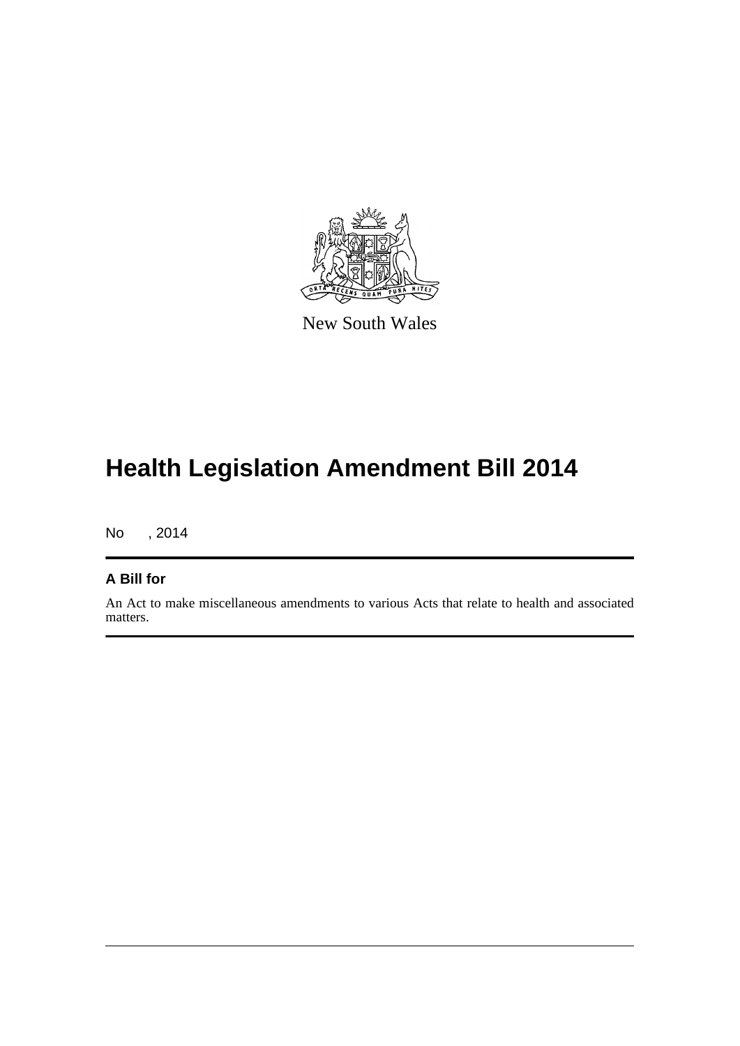New South Wales

# Health Legislation Amendment Bill 2014

No , 2014

## A Bill for

An Act to make miscellaneous amendments to various Acts that relate to health and associated matters.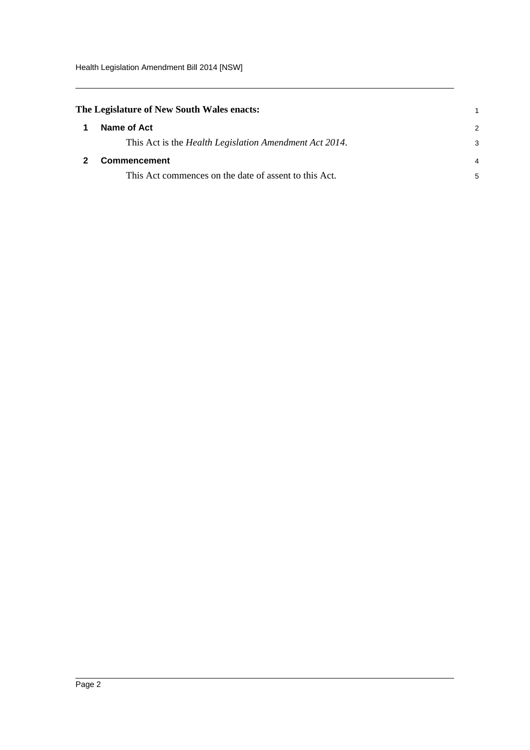**The Legislature of New South Wales enacts:**

## 1 Name of Act

This Act is the *Health Legislation Amendment Act 2014*.

## 2 Commencement

This Act commences on the date of assent to this Act.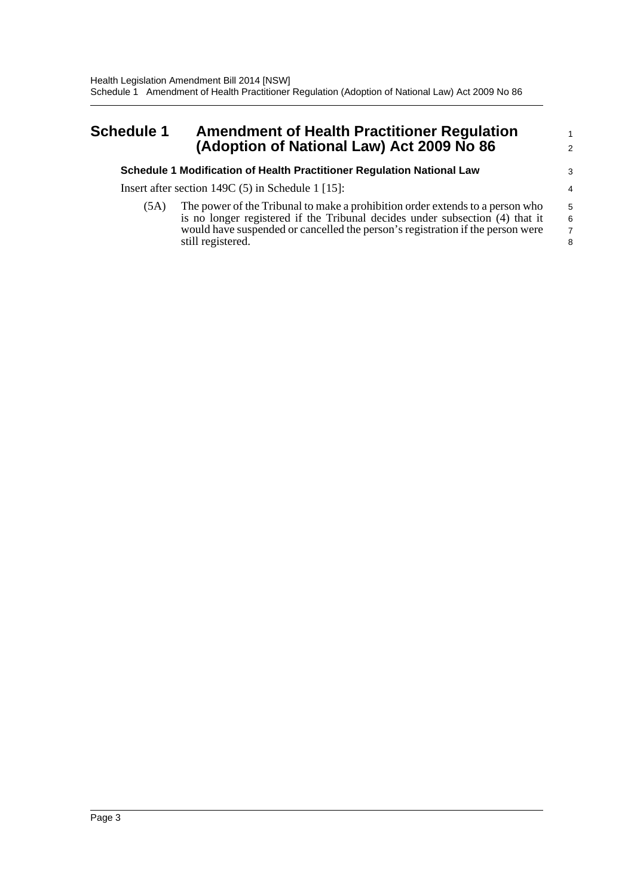# Schedule 1 Amendment of Health Practitioner Regulation (Adoption of National Law) Act 2009 No 86

### Schedule 1 Modification of Health Practitioner Regulation National Law

Insert after section 149C (5) in Schedule 1 [15]:

(5A) The power of the Tribunal to make a prohibition order extends to a person who is no longer registered if the Tribunal decides under subsection (4) that it would have suspended or cancelled the person's registration if the person were still registered.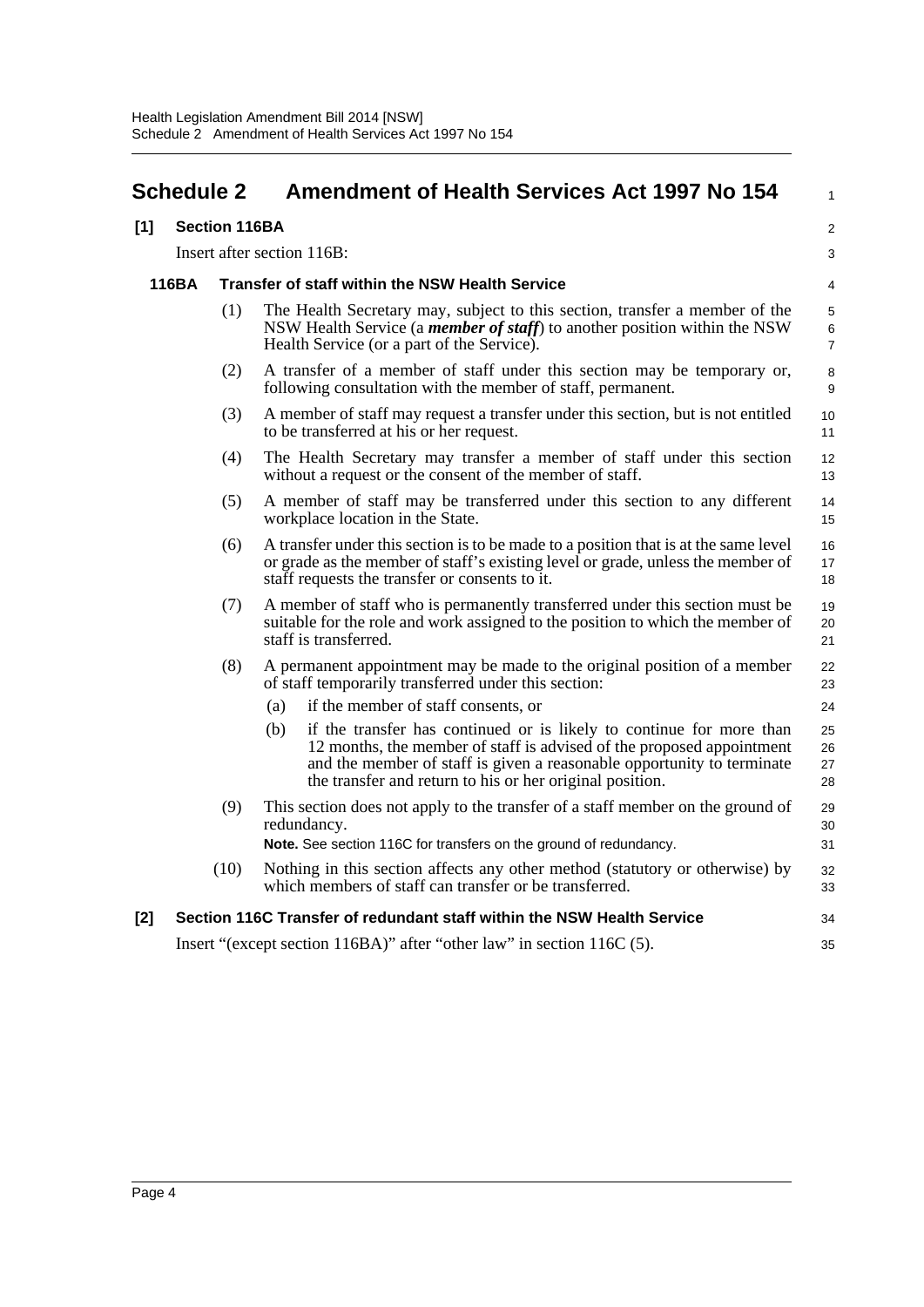# Schedule 2 Amendment of Health Services Act 1997 No 154

## [1] Section 116BA

Insert after section 116B:

### 116BA Transfer of staff within the NSW Health Service

(1) The Health Secretary may, subject to this section, transfer a member of the NSW Health Service (a ***member of staff***) to another position within the NSW Health Service (or a part of the Service).

(2) A transfer of a member of staff under this section may be temporary or, following consultation with the member of staff, permanent.

(3) A member of staff may request a transfer under this section, but is not entitled to be transferred at his or her request.

(4) The Health Secretary may transfer a member of staff under this section without a request or the consent of the member of staff.

(5) A member of staff may be transferred under this section to any different workplace location in the State.

(6) A transfer under this section is to be made to a position that is at the same level or grade as the member of staff's existing level or grade, unless the member of staff requests the transfer or consents to it.

(7) A member of staff who is permanently transferred under this section must be suitable for the role and work assigned to the position to which the member of staff is transferred.

(8) A permanent appointment may be made to the original position of a member of staff temporarily transferred under this section:

- (a) if the member of staff consents, or
- (b) if the transfer has continued or is likely to continue for more than 12 months, the member of staff is advised of the proposed appointment and the member of staff is given a reasonable opportunity to terminate the transfer and return to his or her original position.

(9) This section does not apply to the transfer of a staff member on the ground of redundancy.

**Note.** See section 116C for transfers on the ground of redundancy.

(10) Nothing in this section affects any other method (statutory or otherwise) by which members of staff can transfer or be transferred.

## [2] Section 116C Transfer of redundant staff within the NSW Health Service

Insert "(except section 116BA)" after "other law" in section 116C (5).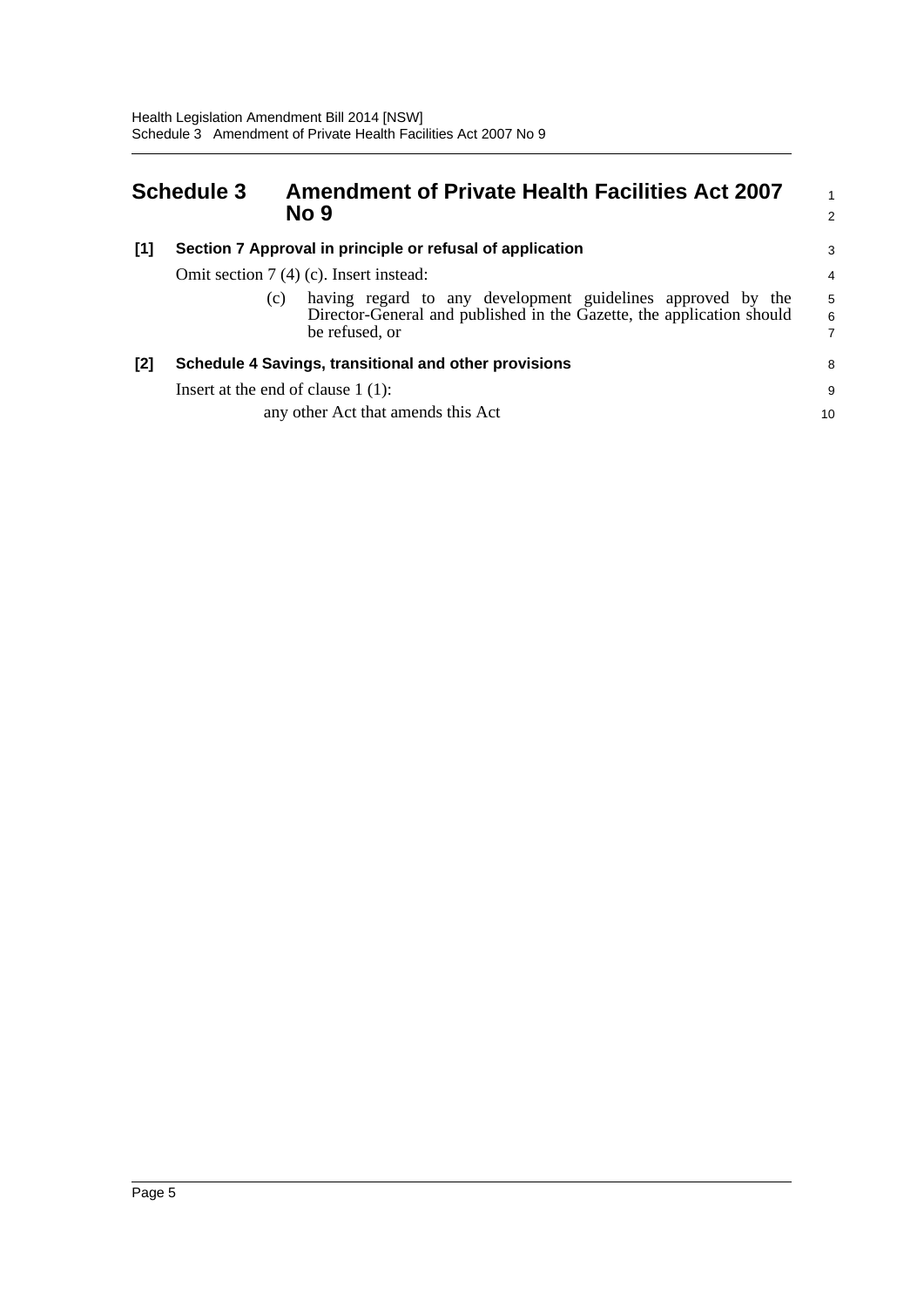## Schedule 3 Amendment of Private Health Facilities Act 2007 No 9

### [1] Section 7 Approval in principle or refusal of application

Omit section 7 (4) (c). Insert instead:

> (c) having regard to any development guidelines approved by the Director-General and published in the Gazette, the application should be refused, or

### [2] Schedule 4 Savings, transitional and other provisions

Insert at the end of clause 1 (1):

> any other Act that amends this Act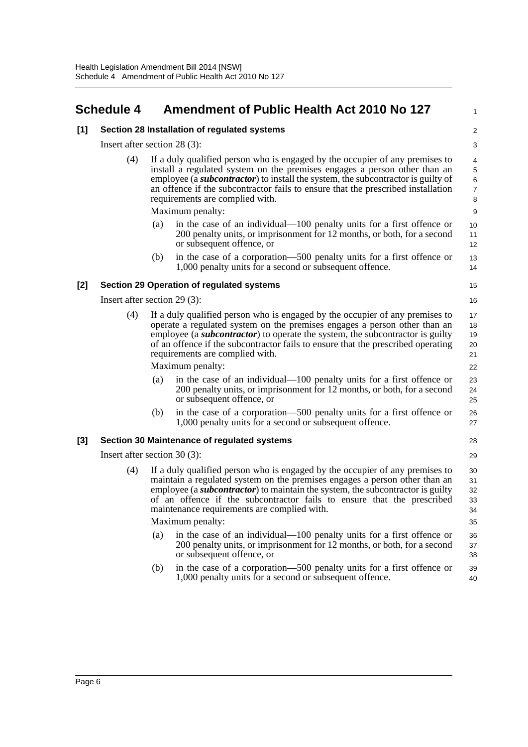## Schedule 4 Amendment of Public Health Act 2010 No 127

### [1] Section 28 Installation of regulated systems

Insert after section 28 (3):

(4) If a duly qualified person who is engaged by the occupier of any premises to install a regulated system on the premises engages a person other than an employee (a ***subcontractor***) to install the system, the subcontractor is guilty of an offence if the subcontractor fails to ensure that the prescribed installation requirements are complied with.

Maximum penalty:

(a) in the case of an individual—100 penalty units for a first offence or 200 penalty units, or imprisonment for 12 months, or both, for a second or subsequent offence, or

(b) in the case of a corporation—500 penalty units for a first offence or 1,000 penalty units for a second or subsequent offence.

### [2] Section 29 Operation of regulated systems

Insert after section 29 (3):

(4) If a duly qualified person who is engaged by the occupier of any premises to operate a regulated system on the premises engages a person other than an employee (a ***subcontractor***) to operate the system, the subcontractor is guilty of an offence if the subcontractor fails to ensure that the prescribed operating requirements are complied with.

Maximum penalty:

(a) in the case of an individual—100 penalty units for a first offence or 200 penalty units, or imprisonment for 12 months, or both, for a second or subsequent offence, or

(b) in the case of a corporation—500 penalty units for a first offence or 1,000 penalty units for a second or subsequent offence.

### [3] Section 30 Maintenance of regulated systems

Insert after section 30 (3):

(4) If a duly qualified person who is engaged by the occupier of any premises to maintain a regulated system on the premises engages a person other than an employee (a ***subcontractor***) to maintain the system, the subcontractor is guilty of an offence if the subcontractor fails to ensure that the prescribed maintenance requirements are complied with.

Maximum penalty:

(a) in the case of an individual—100 penalty units for a first offence or 200 penalty units, or imprisonment for 12 months, or both, for a second or subsequent offence, or

(b) in the case of a corporation—500 penalty units for a first offence or 1,000 penalty units for a second or subsequent offence.